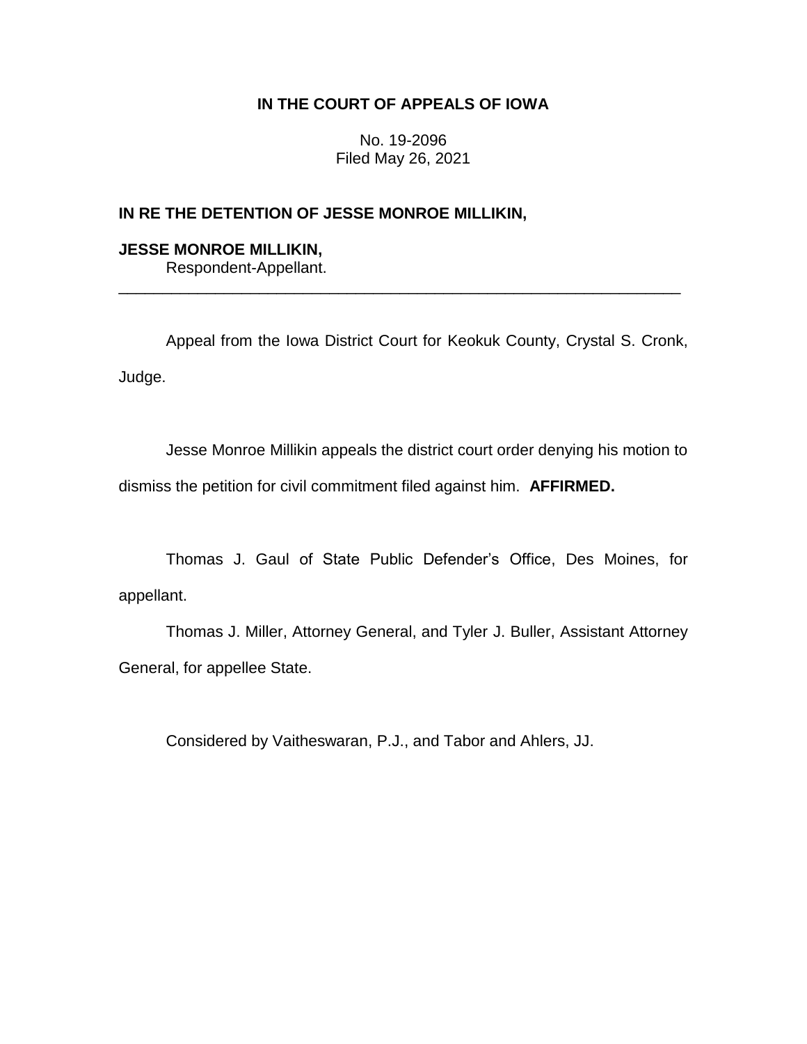# IN THE COURT OF APPEALS OF IOWA

No. 19-2096
Filed May 26, 2021

**IN RE THE DETENTION OF JESSE MONROE MILLIKIN,**

**JESSE MONROE MILLIKIN,**
Respondent-Appellant.

---

Appeal from the Iowa District Court for Keokuk County, Crystal S. Cronk, Judge.

Jesse Monroe Millikin appeals the district court order denying his motion to dismiss the petition for civil commitment filed against him. **AFFIRMED.**

Thomas J. Gaul of State Public Defender's Office, Des Moines, for appellant.

Thomas J. Miller, Attorney General, and Tyler J. Buller, Assistant Attorney General, for appellee State.

Considered by Vaitheswaran, P.J., and Tabor and Ahlers, JJ.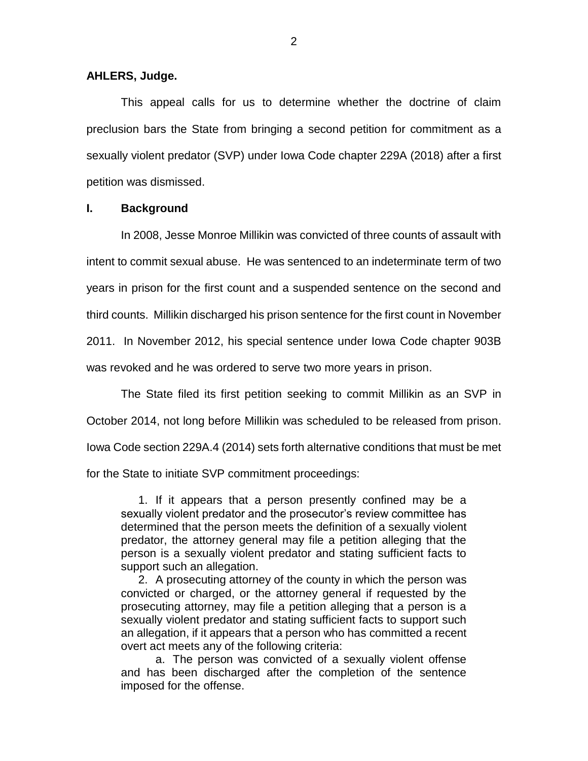**AHLERS, Judge.**

This appeal calls for us to determine whether the doctrine of claim preclusion bars the State from bringing a second petition for commitment as a sexually violent predator (SVP) under Iowa Code chapter 229A (2018) after a first petition was dismissed.

## I. Background

In 2008, Jesse Monroe Millikin was convicted of three counts of assault with intent to commit sexual abuse. He was sentenced to an indeterminate term of two years in prison for the first count and a suspended sentence on the second and third counts. Millikin discharged his prison sentence for the first count in November 2011. In November 2012, his special sentence under Iowa Code chapter 903B was revoked and he was ordered to serve two more years in prison.

The State filed its first petition seeking to commit Millikin as an SVP in October 2014, not long before Millikin was scheduled to be released from prison. Iowa Code section 229A.4 (2014) sets forth alternative conditions that must be met for the State to initiate SVP commitment proceedings:

> 1. If it appears that a person presently confined may be a sexually violent predator and the prosecutor's review committee has determined that the person meets the definition of a sexually violent predator, the attorney general may file a petition alleging that the person is a sexually violent predator and stating sufficient facts to support such an allegation.
>
> 2. A prosecuting attorney of the county in which the person was convicted or charged, or the attorney general if requested by the prosecuting attorney, may file a petition alleging that a person is a sexually violent predator and stating sufficient facts to support such an allegation, if it appears that a person who has committed a recent overt act meets any of the following criteria:
>
> a. The person was convicted of a sexually violent offense and has been discharged after the completion of the sentence imposed for the offense.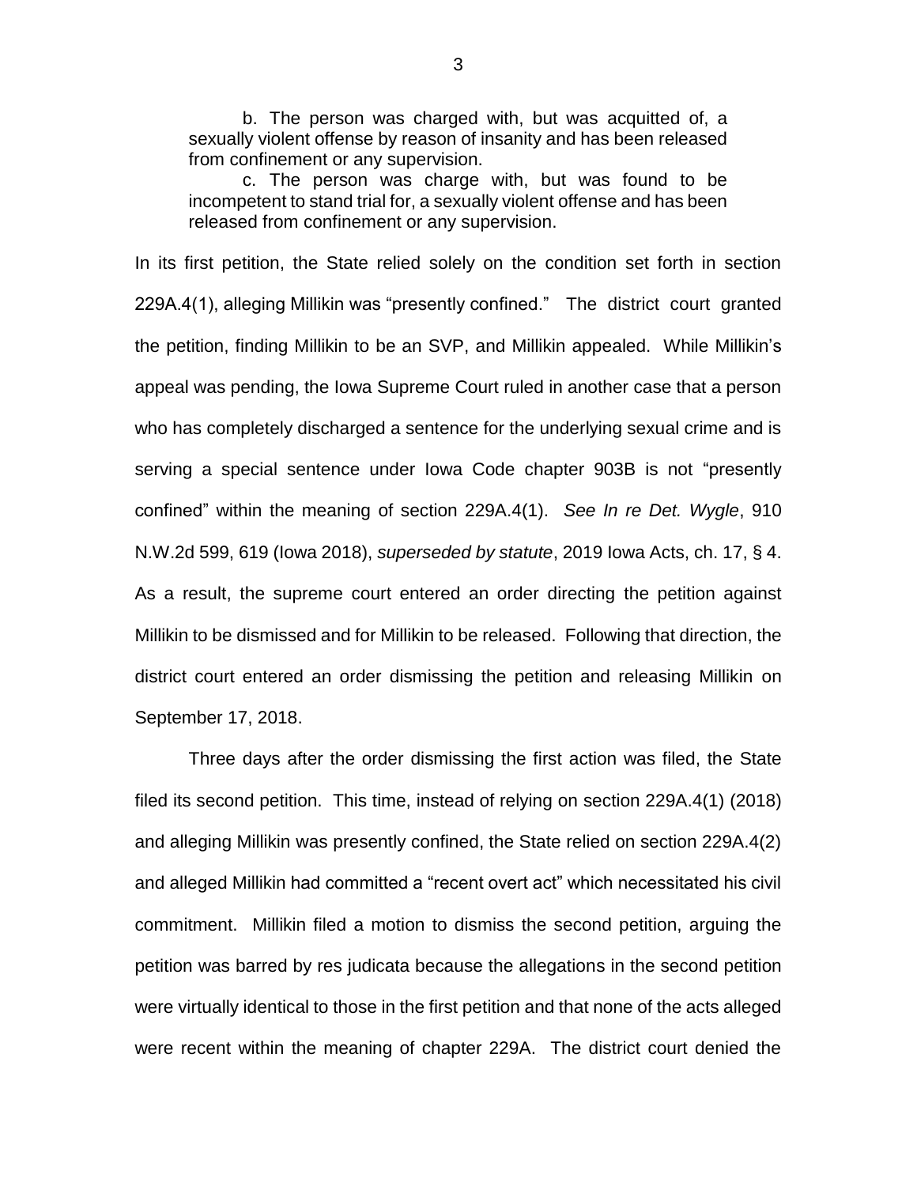> b. The person was charged with, but was acquitted of, a sexually violent offense by reason of insanity and has been released from confinement or any supervision.
>
> c. The person was charge with, but was found to be incompetent to stand trial for, a sexually violent offense and has been released from confinement or any supervision.

In its first petition, the State relied solely on the condition set forth in section 229A.4(1), alleging Millikin was "presently confined." The district court granted the petition, finding Millikin to be an SVP, and Millikin appealed. While Millikin's appeal was pending, the Iowa Supreme Court ruled in another case that a person who has completely discharged a sentence for the underlying sexual crime and is serving a special sentence under Iowa Code chapter 903B is not "presently confined" within the meaning of section 229A.4(1). *See In re Det. Wygle*, 910 N.W.2d 599, 619 (Iowa 2018), *superseded by statute*, 2019 Iowa Acts, ch. 17, § 4. As a result, the supreme court entered an order directing the petition against Millikin to be dismissed and for Millikin to be released. Following that direction, the district court entered an order dismissing the petition and releasing Millikin on September 17, 2018.

Three days after the order dismissing the first action was filed, the State filed its second petition. This time, instead of relying on section 229A.4(1) (2018) and alleging Millikin was presently confined, the State relied on section 229A.4(2) and alleged Millikin had committed a "recent overt act" which necessitated his civil commitment. Millikin filed a motion to dismiss the second petition, arguing the petition was barred by res judicata because the allegations in the second petition were virtually identical to those in the first petition and that none of the acts alleged were recent within the meaning of chapter 229A. The district court denied the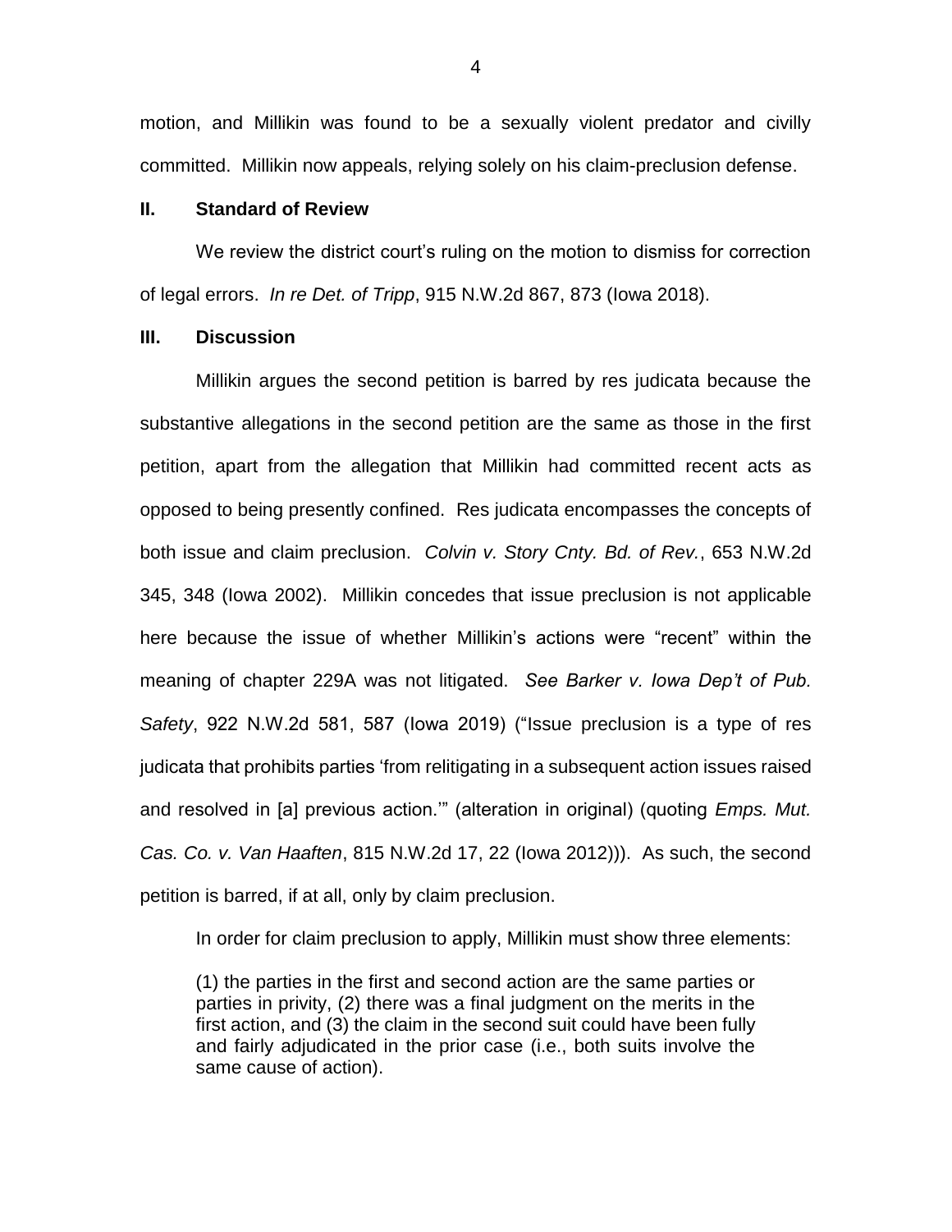motion, and Millikin was found to be a sexually violent predator and civilly committed. Millikin now appeals, relying solely on his claim-preclusion defense.

## II. Standard of Review

We review the district court's ruling on the motion to dismiss for correction of legal errors. *In re Det. of Tripp*, 915 N.W.2d 867, 873 (Iowa 2018).

## III. Discussion

Millikin argues the second petition is barred by res judicata because the substantive allegations in the second petition are the same as those in the first petition, apart from the allegation that Millikin had committed recent acts as opposed to being presently confined. Res judicata encompasses the concepts of both issue and claim preclusion. *Colvin v. Story Cnty. Bd. of Rev.*, 653 N.W.2d 345, 348 (Iowa 2002). Millikin concedes that issue preclusion is not applicable here because the issue of whether Millikin's actions were "recent" within the meaning of chapter 229A was not litigated. *See Barker v. Iowa Dep't of Pub. Safety*, 922 N.W.2d 581, 587 (Iowa 2019) ("Issue preclusion is a type of res judicata that prohibits parties 'from relitigating in a subsequent action issues raised and resolved in [a] previous action.'" (alteration in original) (quoting *Emps. Mut. Cas. Co. v. Van Haaften*, 815 N.W.2d 17, 22 (Iowa 2012))). As such, the second petition is barred, if at all, only by claim preclusion.

In order for claim preclusion to apply, Millikin must show three elements:

> (1) the parties in the first and second action are the same parties or parties in privity, (2) there was a final judgment on the merits in the first action, and (3) the claim in the second suit could have been fully and fairly adjudicated in the prior case (i.e., both suits involve the same cause of action).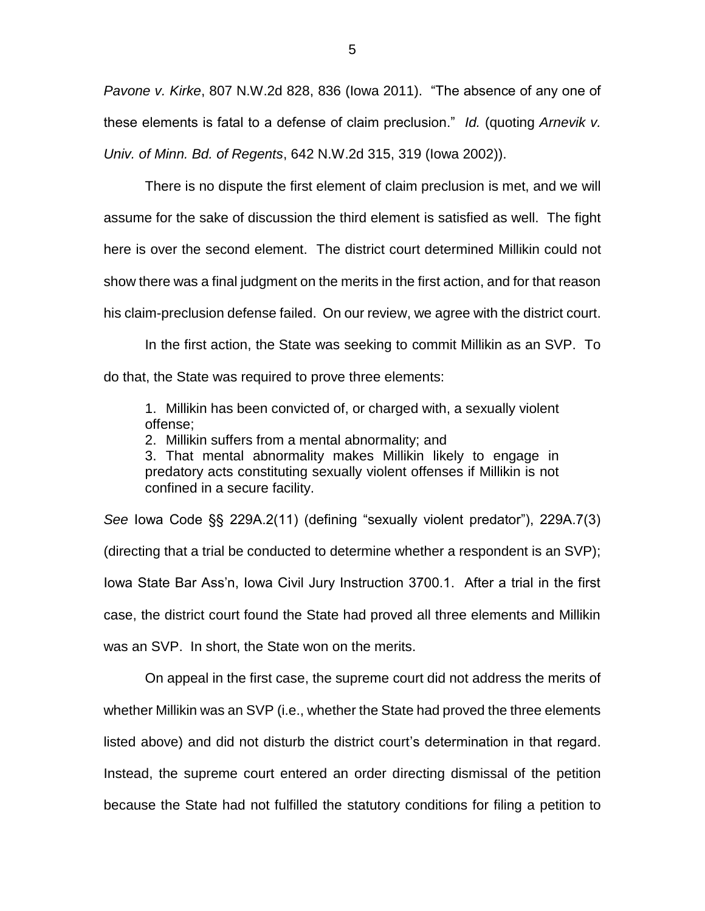*Pavone v. Kirke*, 807 N.W.2d 828, 836 (Iowa 2011). "The absence of any one of these elements is fatal to a defense of claim preclusion." *Id.* (quoting *Arnevik v. Univ. of Minn. Bd. of Regents*, 642 N.W.2d 315, 319 (Iowa 2002)).

There is no dispute the first element of claim preclusion is met, and we will assume for the sake of discussion the third element is satisfied as well. The fight here is over the second element. The district court determined Millikin could not show there was a final judgment on the merits in the first action, and for that reason his claim-preclusion defense failed. On our review, we agree with the district court.

In the first action, the State was seeking to commit Millikin as an SVP. To do that, the State was required to prove three elements:

> 1. Millikin has been convicted of, or charged with, a sexually violent offense;
> 2. Millikin suffers from a mental abnormality; and
> 3. That mental abnormality makes Millikin likely to engage in predatory acts constituting sexually violent offenses if Millikin is not confined in a secure facility.

*See* Iowa Code §§ 229A.2(11) (defining "sexually violent predator"), 229A.7(3) (directing that a trial be conducted to determine whether a respondent is an SVP); Iowa State Bar Ass'n, Iowa Civil Jury Instruction 3700.1. After a trial in the first case, the district court found the State had proved all three elements and Millikin was an SVP. In short, the State won on the merits.

On appeal in the first case, the supreme court did not address the merits of whether Millikin was an SVP (i.e., whether the State had proved the three elements listed above) and did not disturb the district court's determination in that regard. Instead, the supreme court entered an order directing dismissal of the petition because the State had not fulfilled the statutory conditions for filing a petition to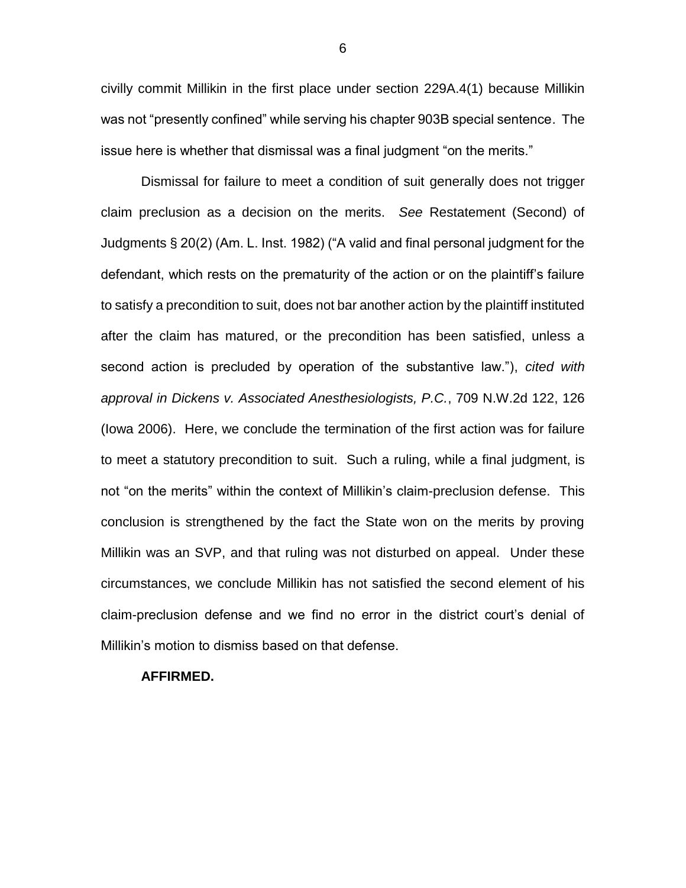civilly commit Millikin in the first place under section 229A.4(1) because Millikin was not "presently confined" while serving his chapter 903B special sentence. The issue here is whether that dismissal was a final judgment "on the merits."

Dismissal for failure to meet a condition of suit generally does not trigger claim preclusion as a decision on the merits. *See* Restatement (Second) of Judgments § 20(2) (Am. L. Inst. 1982) ("A valid and final personal judgment for the defendant, which rests on the prematurity of the action or on the plaintiff's failure to satisfy a precondition to suit, does not bar another action by the plaintiff instituted after the claim has matured, or the precondition has been satisfied, unless a second action is precluded by operation of the substantive law."), *cited with approval in Dickens v. Associated Anesthesiologists, P.C.*, 709 N.W.2d 122, 126 (Iowa 2006). Here, we conclude the termination of the first action was for failure to meet a statutory precondition to suit. Such a ruling, while a final judgment, is not "on the merits" within the context of Millikin's claim-preclusion defense. This conclusion is strengthened by the fact the State won on the merits by proving Millikin was an SVP, and that ruling was not disturbed on appeal. Under these circumstances, we conclude Millikin has not satisfied the second element of his claim-preclusion defense and we find no error in the district court's denial of Millikin's motion to dismiss based on that defense.

**AFFIRMED.**